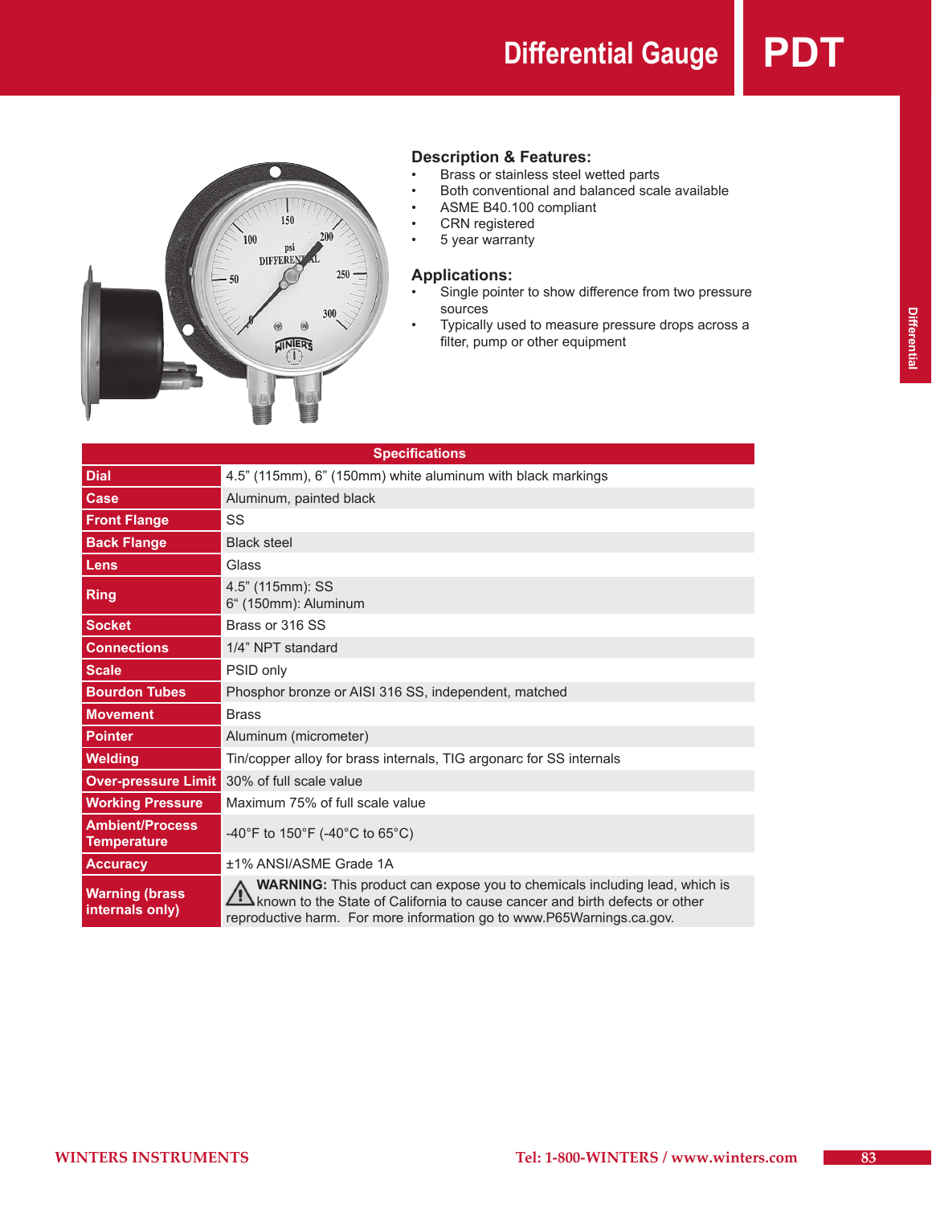# Differential Gauge PDT

## Description & Features:

- Brass or stainless steel wetted parts
- Both conventional and balanced scale available
- ASME B40.100 compliant
- CRN registered
- 5 year warranty

## Applications:

- Single pointer to show difference from two pressure sources
- Typically used to measure pressure drops across a filter, pump or other equipment

| Specifications | |
|---|---|
| **Dial** | 4.5” (115mm), 6” (150mm) white aluminum with black markings |
| **Case** | Aluminum, painted black |
| **Front Flange** | SS |
| **Back Flange** | Black steel |
| **Lens** | Glass |
| **Ring** | 4.5” (115mm): SS<br>6“ (150mm): Aluminum |
| **Socket** | Brass or 316 SS |
| **Connections** | 1/4” NPT standard |
| **Scale** | PSID only |
| **Bourdon Tubes** | Phosphor bronze or AISI 316 SS, independent, matched |
| **Movement** | Brass |
| **Pointer** | Aluminum (micrometer) |
| **Welding** | Tin/copper alloy for brass internals, TIG argonarc for SS internals |
| **Over-pressure Limit** | 30% of full scale value |
| **Working Pressure** | Maximum 75% of full scale value |
| **Ambient/Process Temperature** | -40°F to 150°F (-40°C to 65°C) |
| **Accuracy** | ±1% ANSI/ASME Grade 1A |
| **Warning (brass internals only)** | ⚠ **WARNING:** This product can expose you to chemicals including lead, which is known to the State of California to cause cancer and birth defects or other reproductive harm. For more information go to www.P65Warnings.ca.gov. |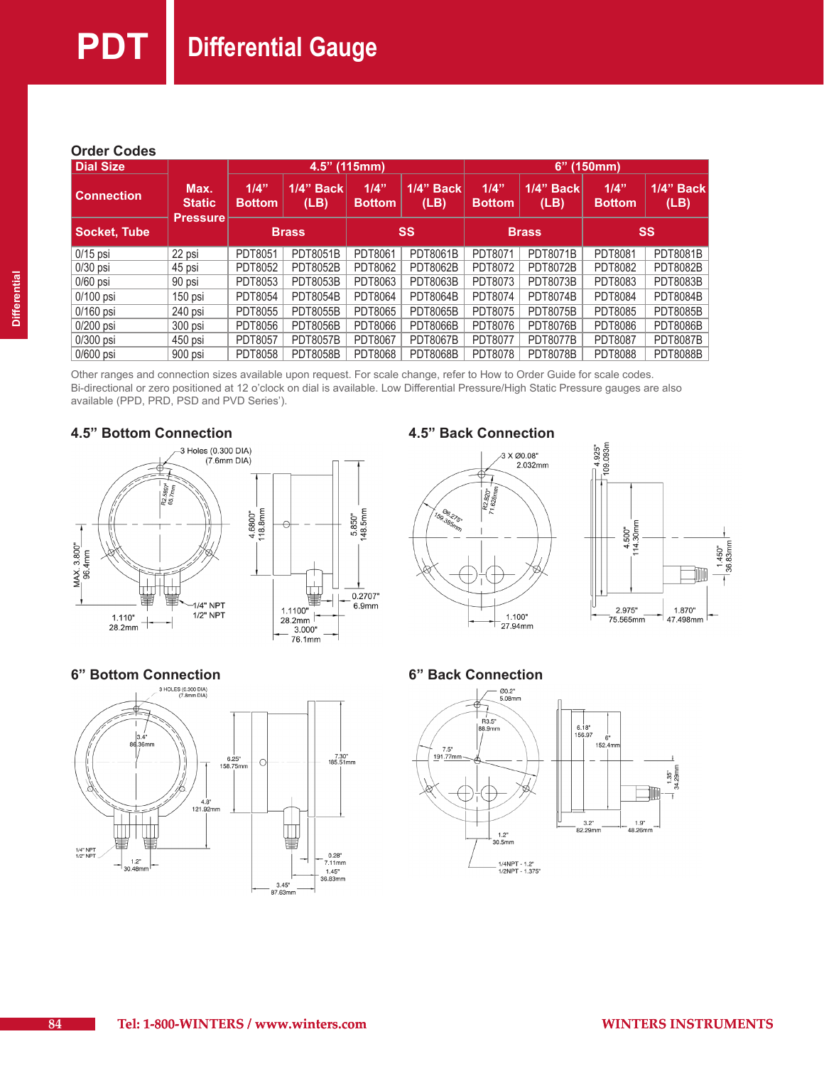# PDT Differential Gauge

## Order Codes

| Dial Size | | 4.5" (115mm) | | | | 6" (150mm) | | | |
|---|---|---|---|---|---|---|---|---|---|
| Connection | Max. Static Pressure | 1/4" Bottom | 1/4" Back (LB) | 1/4" Bottom | 1/4" Back (LB) | 1/4" Bottom | 1/4" Back (LB) | 1/4" Bottom | 1/4" Back (LB) |
| Socket, Tube | | Brass | | SS | | Brass | | SS | |
| 0/15 psi | 22 psi | PDT8051 | PDT8051B | PDT8061 | PDT8061B | PDT8071 | PDT8071B | PDT8081 | PDT8081B |
| 0/30 psi | 45 psi | PDT8052 | PDT8052B | PDT8062 | PDT8062B | PDT8072 | PDT8072B | PDT8082 | PDT8082B |
| 0/60 psi | 90 psi | PDT8053 | PDT8053B | PDT8063 | PDT8063B | PDT8073 | PDT8073B | PDT8083 | PDT8083B |
| 0/100 psi | 150 psi | PDT8054 | PDT8054B | PDT8064 | PDT8064B | PDT8074 | PDT8074B | PDT8084 | PDT8084B |
| 0/160 psi | 240 psi | PDT8055 | PDT8055B | PDT8065 | PDT8065B | PDT8075 | PDT8075B | PDT8085 | PDT8085B |
| 0/200 psi | 300 psi | PDT8056 | PDT8056B | PDT8066 | PDT8066B | PDT8076 | PDT8076B | PDT8086 | PDT8086B |
| 0/300 psi | 450 psi | PDT8057 | PDT8057B | PDT8067 | PDT8067B | PDT8077 | PDT8077B | PDT8087 | PDT8087B |
| 0/600 psi | 900 psi | PDT8058 | PDT8058B | PDT8068 | PDT8068B | PDT8078 | PDT8078B | PDT8088 | PDT8088B |

Other ranges and connection sizes available upon request. For scale change, refer to How to Order Guide for scale codes. Bi-directional or zero positioned at 12 o'clock on dial is available. Low Differential Pressure/High Static Pressure gauges are also available (PPD, PRD, PSD and PVD Series').

## 4.5" Bottom Connection

3 Holes (0.300 DIA) (7.6mm DIA)
R2.580" 65.7mm
MAX. 3.800" 96.4mm
4.6800" 118.8mm
5.850" 148.5mm
1/4" NPT
1/2" NPT
1.110" 28.2mm
1.1100" 28.2mm
3.000" 76.1mm
0.2707" 6.9mm

## 4.5" Back Connection

3 X Ø0.08" 2.032mm
R2.820" 71.628mm
Ø6.275" 159.385mm
1.100" 27.94mm
4.925" 109.093m
4.500" 114.30mm
1.450" 36.83mm
2.975" 75.565mm
1.870" 47.498mm

## 6" Bottom Connection

3 HOLES (0.300 DIA) (7.8mm DIA)
3.4" 86.36mm
6.25" 158.75mm
7.30" 185.51mm
4.8" 121.92mm
1/4" NPT
1/2" NPT
1.2" 30.48mm
0.28" 7.11mm
1.45" 36.83mm
3.45" 87.63mm

## 6" Back Connection

Ø0.2" 5.08mm
R3.5" 88.9mm
7.5" 191.77mm
6.18" 156.97
6" 152.4mm
1.35" 34.29mm
3.2" 82.29mm
1.9" 48.26mm
1.2" 30.5mm
1/4NPT - 1.2"
1/2NPT - 1.375"